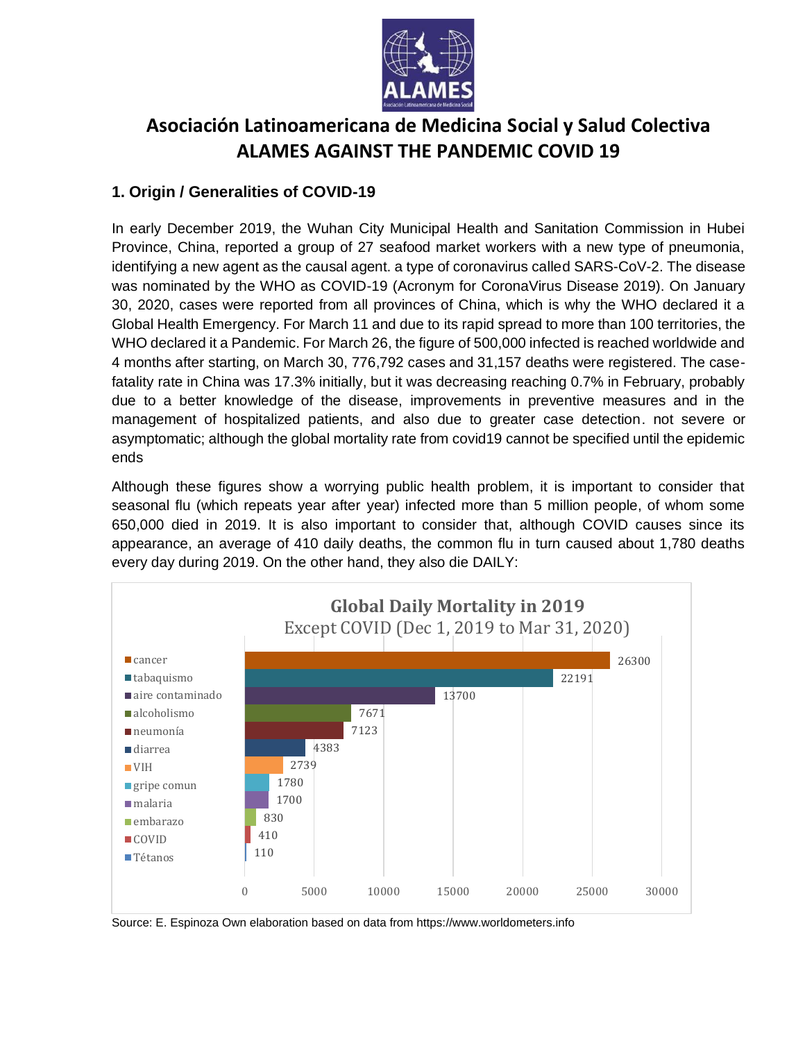# Asociación Latinoamericana de Medicina Social y Salud Colectiva

# ALAMES AGAINST THE PANDEMIC COVID 19

## 1. Origin / Generalities of COVID-19

In early December 2019, the Wuhan City Municipal Health and Sanitation Commission in Hubei Province, China, reported a group of 27 seafood market workers with a new type of pneumonia, identifying a new agent as the causal agent. a type of coronavirus called SARS-CoV-2. The disease was nominated by the WHO as COVID-19 (Acronym for CoronaVirus Disease 2019). On January 30, 2020, cases were reported from all provinces of China, which is why the WHO declared it a Global Health Emergency. For March 11 and due to its rapid spread to more than 100 territories, the WHO declared it a Pandemic. For March 26, the figure of 500,000 infected is reached worldwide and 4 months after starting, on March 30, 776,792 cases and 31,157 deaths were registered. The case-fatality rate in China was 17.3% initially, but it was decreasing reaching 0.7% in February, probably due to a better knowledge of the disease, improvements in preventive measures and in the management of hospitalized patients, and also due to greater case detection. not severe or asymptomatic; although the global mortality rate from covid19 cannot be specified until the epidemic ends

Although these figures show a worrying public health problem, it is important to consider that seasonal flu (which repeats year after year) infected more than 5 million people, of whom some 650,000 died in 2019. It is also important to consider that, although COVID causes since its appearance, an average of 410 daily deaths, the common flu in turn caused about 1,780 deaths every day during 2019. On the other hand, they also die DAILY:

**Global Daily Mortality in 2019**
Except COVID (Dec 1, 2019 to Mar 31, 2020)

| Cause | Daily deaths |
|---|---|
| cancer | 26300 |
| tabaquismo | 22191 |
| aire contaminado | 13700 |
| alcoholismo | 7671 |
| neumonía | 7123 |
| diarrea | 4383 |
| VIH | 2739 |
| gripe comun | 1780 |
| malaria | 1700 |
| embarazo | 830 |
| COVID | 410 |
| Tétanos | 110 |

Source: E. Espinoza Own elaboration based on data from https://www.worldometers.info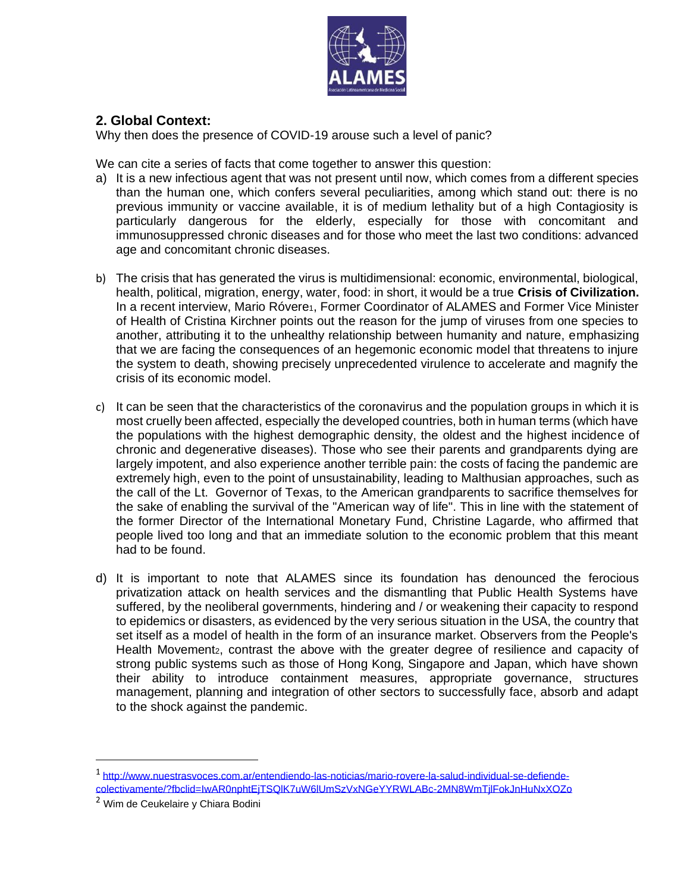## 2. Global Context:

Why then does the presence of COVID-19 arouse such a level of panic?

We can cite a series of facts that come together to answer this question:

a) It is a new infectious agent that was not present until now, which comes from a different species than the human one, which confers several peculiarities, among which stand out: there is no previous immunity or vaccine available, it is of medium lethality but of a high Contagiosity is particularly dangerous for the elderly, especially for those with concomitant and immunosuppressed chronic diseases and for those who meet the last two conditions: advanced age and concomitant chronic diseases.

b) The crisis that has generated the virus is multidimensional: economic, environmental, biological, health, political, migration, energy, water, food: in short, it would be a true **Crisis of Civilization.** In a recent interview, Mario Róvere[1], Former Coordinator of ALAMES and Former Vice Minister of Health of Cristina Kirchner points out the reason for the jump of viruses from one species to another, attributing it to the unhealthy relationship between humanity and nature, emphasizing that we are facing the consequences of an hegemonic economic model that threatens to injure the system to death, showing precisely unprecedented virulence to accelerate and magnify the crisis of its economic model.

c) It can be seen that the characteristics of the coronavirus and the population groups in which it is most cruelly been affected, especially the developed countries, both in human terms (which have the populations with the highest demographic density, the oldest and the highest incidence of chronic and degenerative diseases). Those who see their parents and grandparents dying are largely impotent, and also experience another terrible pain: the costs of facing the pandemic are extremely high, even to the point of unsustainability, leading to Malthusian approaches, such as the call of the Lt. Governor of Texas, to the American grandparents to sacrifice themselves for the sake of enabling the survival of the "American way of life". This in line with the statement of the former Director of the International Monetary Fund, Christine Lagarde, who affirmed that people lived too long and that an immediate solution to the economic problem that this meant had to be found.

d) It is important to note that ALAMES since its foundation has denounced the ferocious privatization attack on health services and the dismantling that Public Health Systems have suffered, by the neoliberal governments, hindering and / or weakening their capacity to respond to epidemics or disasters, as evidenced by the very serious situation in the USA, the country that set itself as a model of health in the form of an insurance market. Observers from the People's Health Movement[2], contrast the above with the greater degree of resilience and capacity of strong public systems such as those of Hong Kong, Singapore and Japan, which have shown their ability to introduce containment measures, appropriate governance, structures management, planning and integration of other sectors to successfully face, absorb and adapt to the shock against the pandemic.

---

[1] http://www.nuestrasvoces.com.ar/entendiendo-las-noticias/mario-rovere-la-salud-individual-se-defiende-colectivamente/?fbclid=IwAR0nphtEjTSQlK7uW6lUmSzVxNGeYYRWLABc-2MN8WmTjlFokJnHuNxXOZo

[2] Wim de Ceukelaire y Chiara Bodini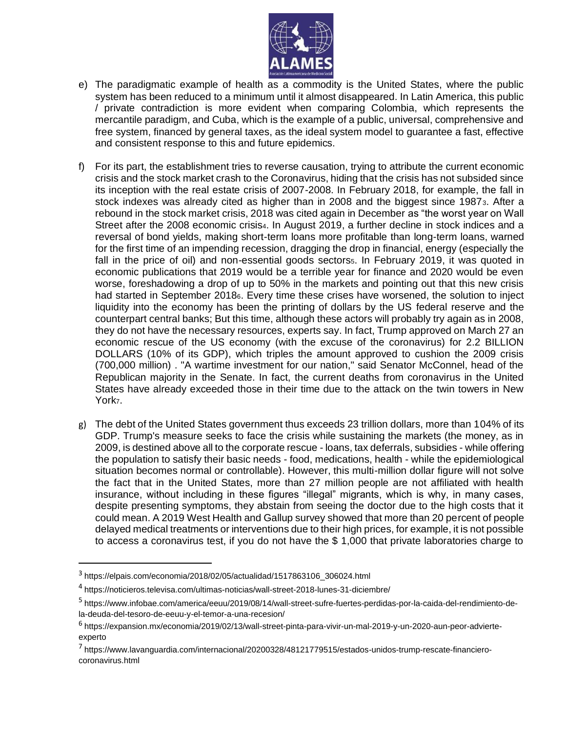e) The paradigmatic example of health as a commodity is the United States, where the public system has been reduced to a minimum until it almost disappeared. In Latin America, this public / private contradiction is more evident when comparing Colombia, which represents the mercantile paradigm, and Cuba, which is the example of a public, universal, comprehensive and free system, financed by general taxes, as the ideal system model to guarantee a fast, effective and consistent response to this and future epidemics.

f) For its part, the establishment tries to reverse causation, trying to attribute the current economic crisis and the stock market crash to the Coronavirus, hiding that the crisis has not subsided since its inception with the real estate crisis of 2007-2008. In February 2018, for example, the fall in stock indexes was already cited as higher than in 2008 and the biggest since 1987[3]. After a rebound in the stock market crisis, 2018 was cited again in December as "the worst year on Wall Street after the 2008 economic crisis[4]. In August 2019, a further decline in stock indices and a reversal of bond yields, making short-term loans more profitable than long-term loans, warned for the first time of an impending recession, dragging the drop in financial, energy (especially the fall in the price of oil) and non-essential goods sectors[5]. In February 2019, it was quoted in economic publications that 2019 would be a terrible year for finance and 2020 would be even worse, foreshadowing a drop of up to 50% in the markets and pointing out that this new crisis had started in September 2018[6]. Every time these crises have worsened, the solution to inject liquidity into the economy has been the printing of dollars by the US federal reserve and the counterpart central banks; But this time, although these actors will probably try again as in 2008, they do not have the necessary resources, experts say. In fact, Trump approved on March 27 an economic rescue of the US economy (with the excuse of the coronavirus) for 2.2 BILLION DOLLARS (10% of its GDP), which triples the amount approved to cushion the 2009 crisis (700,000 million) . "A wartime investment for our nation," said Senator McConnel, head of the Republican majority in the Senate. In fact, the current deaths from coronavirus in the United States have already exceeded those in their time due to the attack on the twin towers in New York[7].

g) The debt of the United States government thus exceeds 23 trillion dollars, more than 104% of its GDP. Trump's measure seeks to face the crisis while sustaining the markets (the money, as in 2009, is destined above all to the corporate rescue - loans, tax deferrals, subsidies - while offering the population to satisfy their basic needs - food, medications, health - while the epidemiological situation becomes normal or controllable). However, this multi-million dollar figure will not solve the fact that in the United States, more than 27 million people are not affiliated with health insurance, without including in these figures "illegal" migrants, which is why, in many cases, despite presenting symptoms, they abstain from seeing the doctor due to the high costs that it could mean. A 2019 West Health and Gallup survey showed that more than 20 percent of people delayed medical treatments or interventions due to their high prices, for example, it is not possible to access a coronavirus test, if you do not have the $ 1,000 that private laboratories charge to

---

[3] https://elpais.com/economia/2018/02/05/actualidad/1517863106_306024.html

[4] https://noticieros.televisa.com/ultimas-noticias/wall-street-2018-lunes-31-diciembre/

[5] https://www.infobae.com/america/eeuu/2019/08/14/wall-street-sufre-fuertes-perdidas-por-la-caida-del-rendimiento-de-la-deuda-del-tesoro-de-eeuu-y-el-temor-a-una-recesion/

[6] https://expansion.mx/economia/2019/02/13/wall-street-pinta-para-vivir-un-mal-2019-y-un-2020-aun-peor-advierte-experto

[7] https://www.lavanguardia.com/internacional/20200328/48121779515/estados-unidos-trump-rescate-financiero-coronavirus.html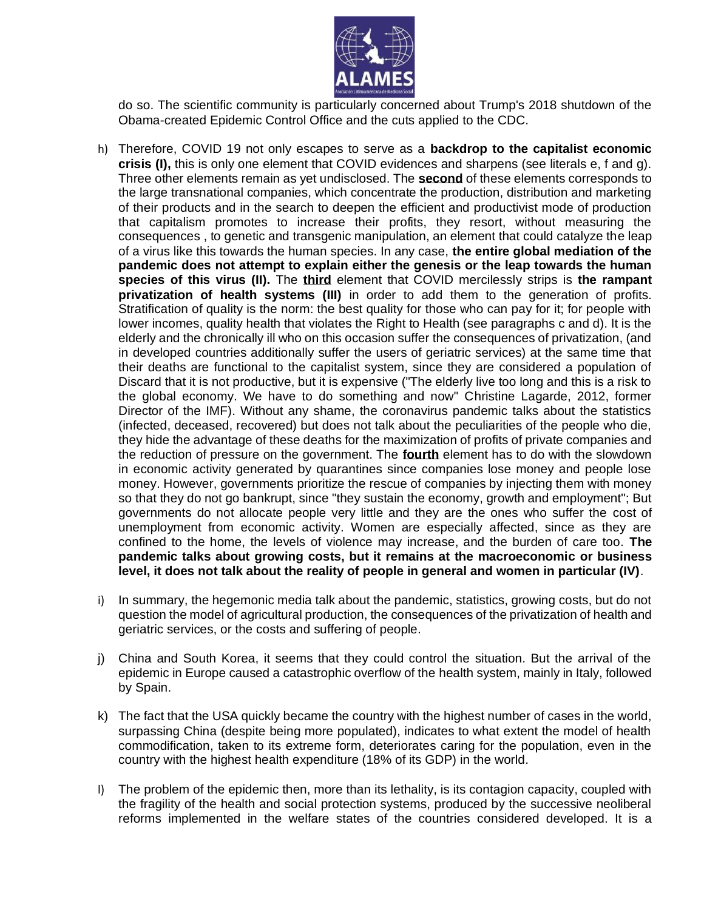do so. The scientific community is particularly concerned about Trump's 2018 shutdown of the Obama-created Epidemic Control Office and the cuts applied to the CDC.

h) Therefore, COVID 19 not only escapes to serve as a **backdrop to the capitalist economic crisis (I),** this is only one element that COVID evidences and sharpens (see literals e, f and g). Three other elements remain as yet undisclosed. The **second** of these elements corresponds to the large transnational companies, which concentrate the production, distribution and marketing of their products and in the search to deepen the efficient and productivist mode of production that capitalism promotes to increase their profits, they resort, without measuring the consequences , to genetic and transgenic manipulation, an element that could catalyze the leap of a virus like this towards the human species. In any case, **the entire global mediation of the pandemic does not attempt to explain either the genesis or the leap towards the human species of this virus (II).** The **third** element that COVID mercilessly strips is **the rampant privatization of health systems (III)** in order to add them to the generation of profits. Stratification of quality is the norm: the best quality for those who can pay for it; for people with lower incomes, quality health that violates the Right to Health (see paragraphs c and d). It is the elderly and the chronically ill who on this occasion suffer the consequences of privatization, (and in developed countries additionally suffer the users of geriatric services) at the same time that their deaths are functional to the capitalist system, since they are considered a population of Discard that it is not productive, but it is expensive ("The elderly live too long and this is a risk to the global economy. We have to do something and now" Christine Lagarde, 2012, former Director of the IMF). Without any shame, the coronavirus pandemic talks about the statistics (infected, deceased, recovered) but does not talk about the peculiarities of the people who die, they hide the advantage of these deaths for the maximization of profits of private companies and the reduction of pressure on the government. The **fourth** element has to do with the slowdown in economic activity generated by quarantines since companies lose money and people lose money. However, governments prioritize the rescue of companies by injecting them with money so that they do not go bankrupt, since "they sustain the economy, growth and employment"; But governments do not allocate people very little and they are the ones who suffer the cost of unemployment from economic activity. Women are especially affected, since as they are confined to the home, the levels of violence may increase, and the burden of care too. **The pandemic talks about growing costs, but it remains at the macroeconomic or business level, it does not talk about the reality of people in general and women in particular (IV)**.

i) In summary, the hegemonic media talk about the pandemic, statistics, growing costs, but do not question the model of agricultural production, the consequences of the privatization of health and geriatric services, or the costs and suffering of people.

j) China and South Korea, it seems that they could control the situation. But the arrival of the epidemic in Europe caused a catastrophic overflow of the health system, mainly in Italy, followed by Spain.

k) The fact that the USA quickly became the country with the highest number of cases in the world, surpassing China (despite being more populated), indicates to what extent the model of health commodification, taken to its extreme form, deteriorates caring for the population, even in the country with the highest health expenditure (18% of its GDP) in the world.

l) The problem of the epidemic then, more than its lethality, is its contagion capacity, coupled with the fragility of the health and social protection systems, produced by the successive neoliberal reforms implemented in the welfare states of the countries considered developed. It is a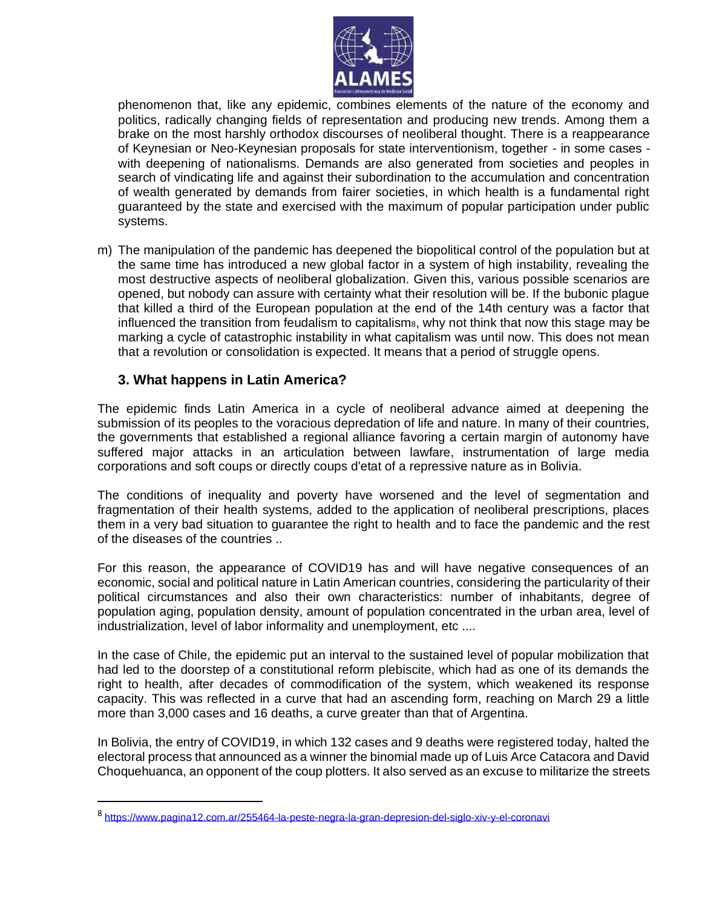phenomenon that, like any epidemic, combines elements of the nature of the economy and politics, radically changing fields of representation and producing new trends. Among them a brake on the most harshly orthodox discourses of neoliberal thought. There is a reappearance of Keynesian or Neo-Keynesian proposals for state interventionism, together - in some cases - with deepening of nationalisms. Demands are also generated from societies and peoples in search of vindicating life and against their subordination to the accumulation and concentration of wealth generated by demands from fairer societies, in which health is a fundamental right guaranteed by the state and exercised with the maximum of popular participation under public systems.

m) The manipulation of the pandemic has deepened the biopolitical control of the population but at the same time has introduced a new global factor in a system of high instability, revealing the most destructive aspects of neoliberal globalization. Given this, various possible scenarios are opened, but nobody can assure with certainty what their resolution will be. If the bubonic plague that killed a third of the European population at the end of the 14th century was a factor that influenced the transition from feudalism to capitalism[8], why not think that now this stage may be marking a cycle of catastrophic instability in what capitalism was until now. This does not mean that a revolution or consolidation is expected. It means that a period of struggle opens.

## 3. What happens in Latin America?

The epidemic finds Latin America in a cycle of neoliberal advance aimed at deepening the submission of its peoples to the voracious depredation of life and nature. In many of their countries, the governments that established a regional alliance favoring a certain margin of autonomy have suffered major attacks in an articulation between lawfare, instrumentation of large media corporations and soft coups or directly coups d'etat of a repressive nature as in Bolivia.

The conditions of inequality and poverty have worsened and the level of segmentation and fragmentation of their health systems, added to the application of neoliberal prescriptions, places them in a very bad situation to guarantee the right to health and to face the pandemic and the rest of the diseases of the countries ..

For this reason, the appearance of COVID19 has and will have negative consequences of an economic, social and political nature in Latin American countries, considering the particularity of their political circumstances and also their own characteristics: number of inhabitants, degree of population aging, population density, amount of population concentrated in the urban area, level of industrialization, level of labor informality and unemployment, etc ....

In the case of Chile, the epidemic put an interval to the sustained level of popular mobilization that had led to the doorstep of a constitutional reform plebiscite, which had as one of its demands the right to health, after decades of commodification of the system, which weakened its response capacity. This was reflected in a curve that had an ascending form, reaching on March 29 a little more than 3,000 cases and 16 deaths, a curve greater than that of Argentina.

In Bolivia, the entry of COVID19, in which 132 cases and 9 deaths were registered today, halted the electoral process that announced as a winner the binomial made up of Luis Arce Catacora and David Choquehuanca, an opponent of the coup plotters. It also served as an excuse to militarize the streets

---

[8] https://www.pagina12.com.ar/255464-la-peste-negra-la-gran-depresion-del-siglo-xiv-y-el-coronavi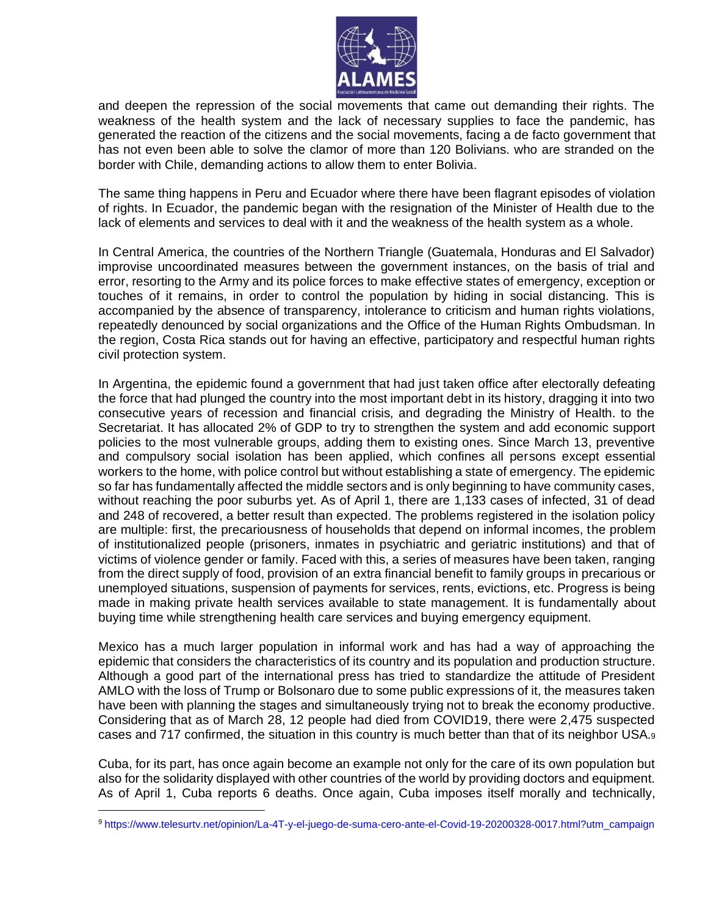and deepen the repression of the social movements that came out demanding their rights. The weakness of the health system and the lack of necessary supplies to face the pandemic, has generated the reaction of the citizens and the social movements, facing a de facto government that has not even been able to solve the clamor of more than 120 Bolivians. who are stranded on the border with Chile, demanding actions to allow them to enter Bolivia.

The same thing happens in Peru and Ecuador where there have been flagrant episodes of violation of rights. In Ecuador, the pandemic began with the resignation of the Minister of Health due to the lack of elements and services to deal with it and the weakness of the health system as a whole.

In Central America, the countries of the Northern Triangle (Guatemala, Honduras and El Salvador) improvise uncoordinated measures between the government instances, on the basis of trial and error, resorting to the Army and its police forces to make effective states of emergency, exception or touches of it remains, in order to control the population by hiding in social distancing. This is accompanied by the absence of transparency, intolerance to criticism and human rights violations, repeatedly denounced by social organizations and the Office of the Human Rights Ombudsman. In the region, Costa Rica stands out for having an effective, participatory and respectful human rights civil protection system.

In Argentina, the epidemic found a government that had just taken office after electorally defeating the force that had plunged the country into the most important debt in its history, dragging it into two consecutive years of recession and financial crisis, and degrading the Ministry of Health. to the Secretariat. It has allocated 2% of GDP to try to strengthen the system and add economic support policies to the most vulnerable groups, adding them to existing ones. Since March 13, preventive and compulsory social isolation has been applied, which confines all persons except essential workers to the home, with police control but without establishing a state of emergency. The epidemic so far has fundamentally affected the middle sectors and is only beginning to have community cases, without reaching the poor suburbs yet. As of April 1, there are 1,133 cases of infected, 31 of dead and 248 of recovered, a better result than expected. The problems registered in the isolation policy are multiple: first, the precariousness of households that depend on informal incomes, the problem of institutionalized people (prisoners, inmates in psychiatric and geriatric institutions) and that of victims of violence gender or family. Faced with this, a series of measures have been taken, ranging from the direct supply of food, provision of an extra financial benefit to family groups in precarious or unemployed situations, suspension of payments for services, rents, evictions, etc. Progress is being made in making private health services available to state management. It is fundamentally about buying time while strengthening health care services and buying emergency equipment.

Mexico has a much larger population in informal work and has had a way of approaching the epidemic that considers the characteristics of its country and its population and production structure. Although a good part of the international press has tried to standardize the attitude of President AMLO with the loss of Trump or Bolsonaro due to some public expressions of it, the measures taken have been with planning the stages and simultaneously trying not to break the economy productive. Considering that as of March 28, 12 people had died from COVID19, there were 2,475 suspected cases and 717 confirmed, the situation in this country is much better than that of its neighbor USA.[9]

Cuba, for its part, has once again become an example not only for the care of its own population but also for the solidarity displayed with other countries of the world by providing doctors and equipment. As of April 1, Cuba reports 6 deaths. Once again, Cuba imposes itself morally and technically,

[9] https://www.telesurtv.net/opinion/La-4T-y-el-juego-de-suma-cero-ante-el-Covid-19-20200328-0017.html?utm_campaign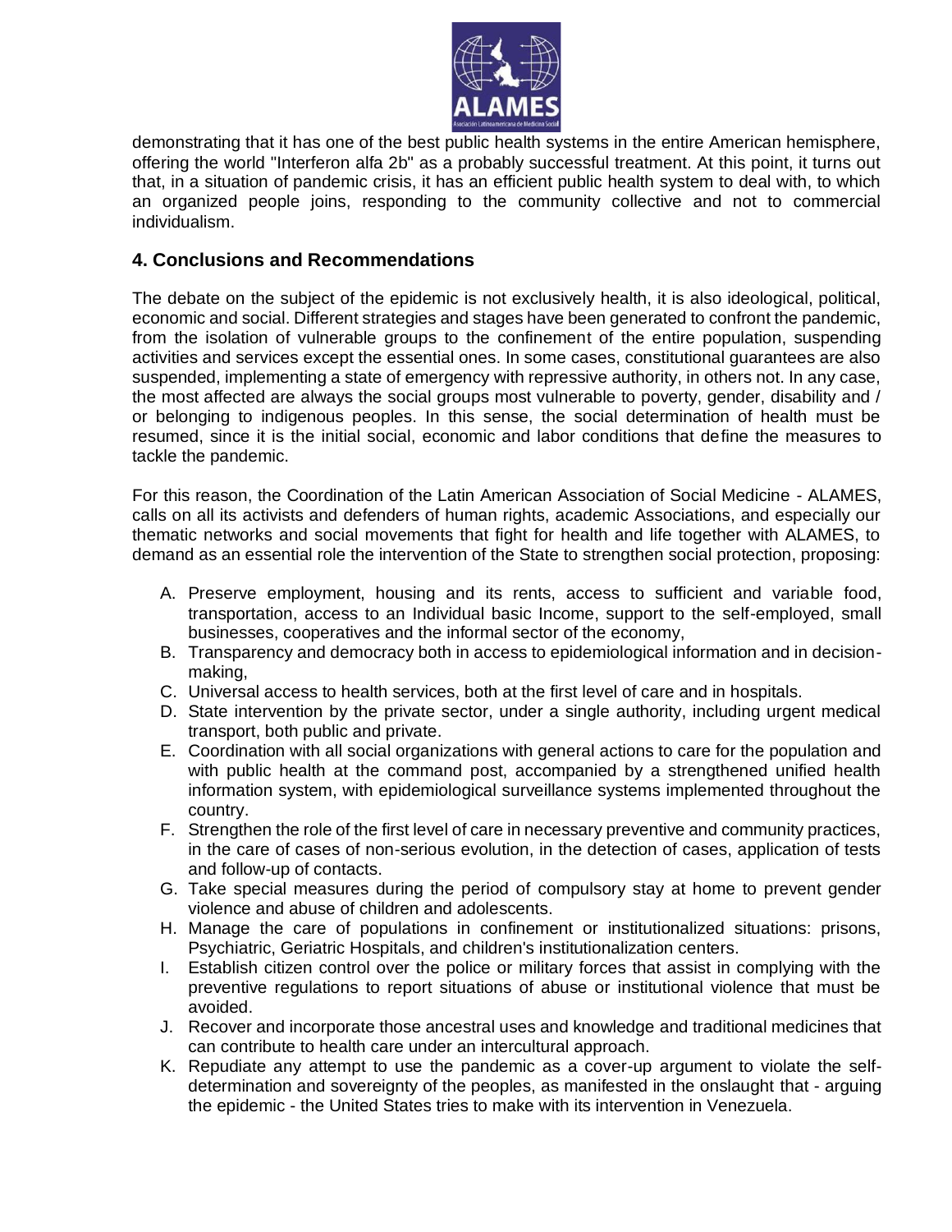demonstrating that it has one of the best public health systems in the entire American hemisphere, offering the world "Interferon alfa 2b" as a probably successful treatment. At this point, it turns out that, in a situation of pandemic crisis, it has an efficient public health system to deal with, to which an organized people joins, responding to the community collective and not to commercial individualism.

## 4. Conclusions and Recommendations

The debate on the subject of the epidemic is not exclusively health, it is also ideological, political, economic and social. Different strategies and stages have been generated to confront the pandemic, from the isolation of vulnerable groups to the confinement of the entire population, suspending activities and services except the essential ones. In some cases, constitutional guarantees are also suspended, implementing a state of emergency with repressive authority, in others not. In any case, the most affected are always the social groups most vulnerable to poverty, gender, disability and / or belonging to indigenous peoples. In this sense, the social determination of health must be resumed, since it is the initial social, economic and labor conditions that define the measures to tackle the pandemic.

For this reason, the Coordination of the Latin American Association of Social Medicine - ALAMES, calls on all its activists and defenders of human rights, academic Associations, and especially our thematic networks and social movements that fight for health and life together with ALAMES, to demand as an essential role the intervention of the State to strengthen social protection, proposing:

A. Preserve employment, housing and its rents, access to sufficient and variable food, transportation, access to an Individual basic Income, support to the self-employed, small businesses, cooperatives and the informal sector of the economy,
B. Transparency and democracy both in access to epidemiological information and in decision-making,
C. Universal access to health services, both at the first level of care and in hospitals.
D. State intervention by the private sector, under a single authority, including urgent medical transport, both public and private.
E. Coordination with all social organizations with general actions to care for the population and with public health at the command post, accompanied by a strengthened unified health information system, with epidemiological surveillance systems implemented throughout the country.
F. Strengthen the role of the first level of care in necessary preventive and community practices, in the care of cases of non-serious evolution, in the detection of cases, application of tests and follow-up of contacts.
G. Take special measures during the period of compulsory stay at home to prevent gender violence and abuse of children and adolescents.
H. Manage the care of populations in confinement or institutionalized situations: prisons, Psychiatric, Geriatric Hospitals, and children's institutionalization centers.
I. Establish citizen control over the police or military forces that assist in complying with the preventive regulations to report situations of abuse or institutional violence that must be avoided.
J. Recover and incorporate those ancestral uses and knowledge and traditional medicines that can contribute to health care under an intercultural approach.
K. Repudiate any attempt to use the pandemic as a cover-up argument to violate the self-determination and sovereignty of the peoples, as manifested in the onslaught that - arguing the epidemic - the United States tries to make with its intervention in Venezuela.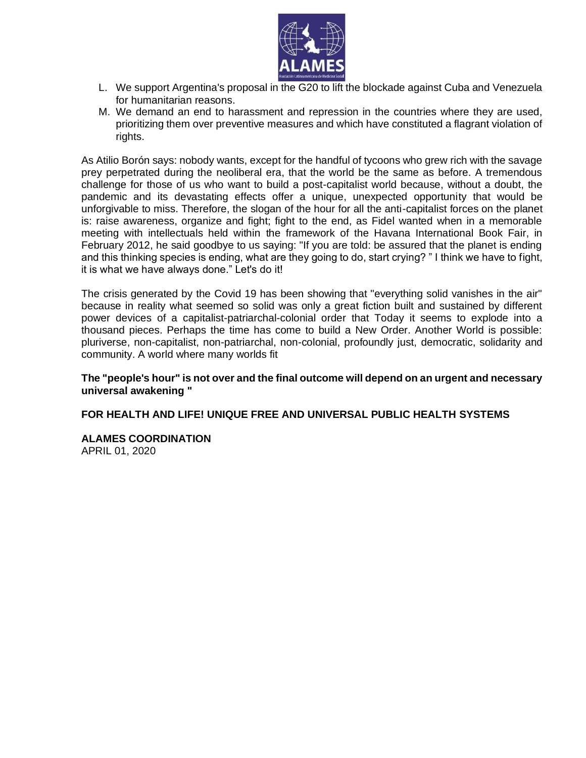L. We support Argentina's proposal in the G20 to lift the blockade against Cuba and Venezuela for humanitarian reasons.
M. We demand an end to harassment and repression in the countries where they are used, prioritizing them over preventive measures and which have constituted a flagrant violation of rights.

As Atilio Borón says: nobody wants, except for the handful of tycoons who grew rich with the savage prey perpetrated during the neoliberal era, that the world be the same as before. A tremendous challenge for those of us who want to build a post-capitalist world because, without a doubt, the pandemic and its devastating effects offer a unique, unexpected opportunity that would be unforgivable to miss. Therefore, the slogan of the hour for all the anti-capitalist forces on the planet is: raise awareness, organize and fight; fight to the end, as Fidel wanted when in a memorable meeting with intellectuals held within the framework of the Havana International Book Fair, in February 2012, he said goodbye to us saying: "If you are told: be assured that the planet is ending and this thinking species is ending, what are they going to do, start crying? " I think we have to fight, it is what we have always done." Let's do it!

The crisis generated by the Covid 19 has been showing that "everything solid vanishes in the air" because in reality what seemed so solid was only a great fiction built and sustained by different power devices of a capitalist-patriarchal-colonial order that Today it seems to explode into a thousand pieces. Perhaps the time has come to build a New Order. Another World is possible: pluriverse, non-capitalist, non-patriarchal, non-colonial, profoundly just, democratic, solidarity and community. A world where many worlds fit

**The "people's hour" is not over and the final outcome will depend on an urgent and necessary universal awakening "**

**FOR HEALTH AND LIFE! UNIQUE FREE AND UNIVERSAL PUBLIC HEALTH SYSTEMS**

**ALAMES COORDINATION**
APRIL 01, 2020